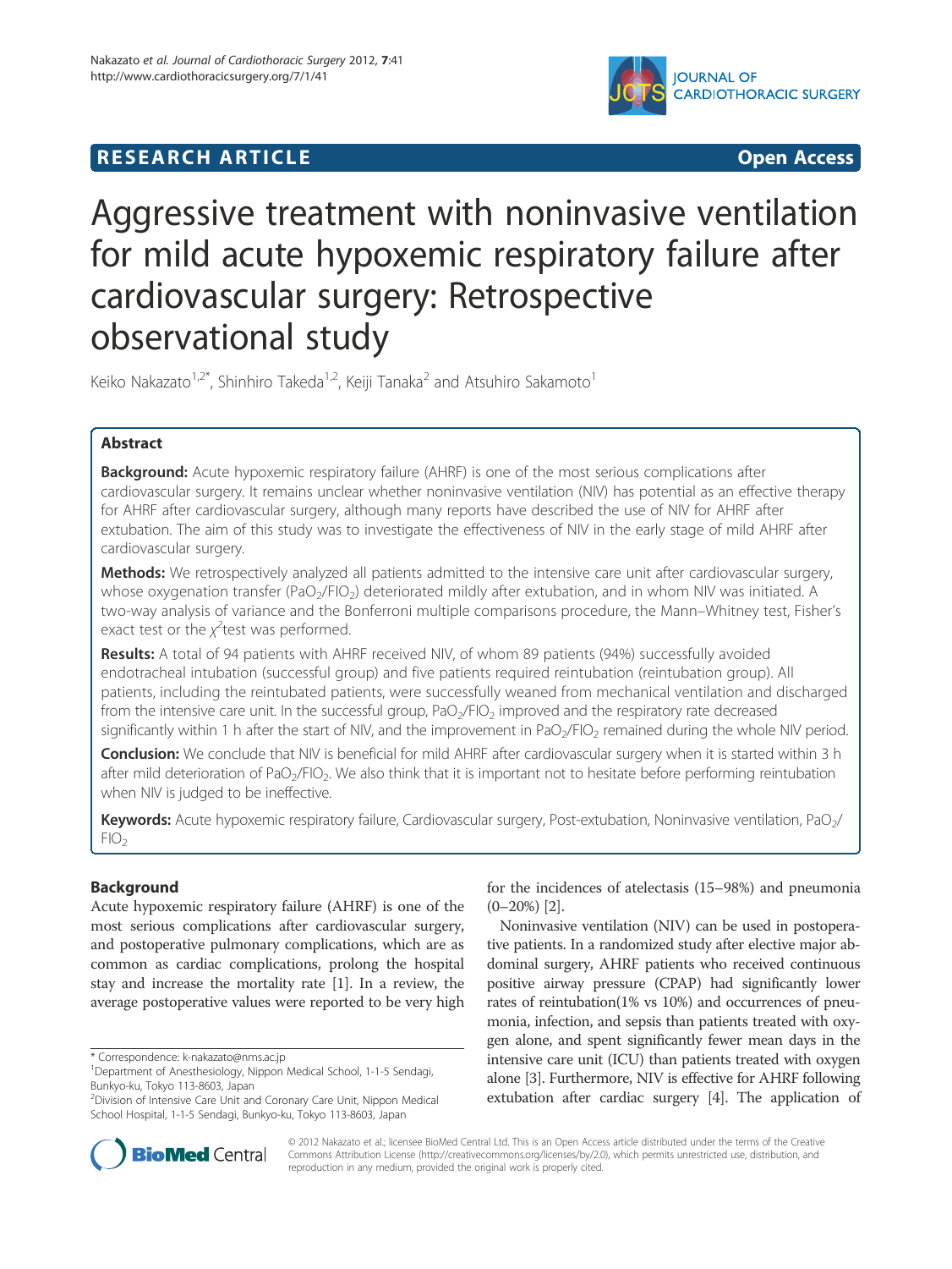**RESEARCH ARTICLE** **Open Access**

# Aggressive treatment with noninvasive ventilation for mild acute hypoxemic respiratory failure after cardiovascular surgery: Retrospective observational study

Keiko Nakazato[1,2*], Shinhiro Takeda[1,2], Keiji Tanaka[2] and Atsuhiro Sakamoto[1]

## Abstract

**Background:** Acute hypoxemic respiratory failure (AHRF) is one of the most serious complications after cardiovascular surgery. It remains unclear whether noninvasive ventilation (NIV) has potential as an effective therapy for AHRF after cardiovascular surgery, although many reports have described the use of NIV for AHRF after extubation. The aim of this study was to investigate the effectiveness of NIV in the early stage of mild AHRF after cardiovascular surgery.

**Methods:** We retrospectively analyzed all patients admitted to the intensive care unit after cardiovascular surgery, whose oxygenation transfer ($PaO_2/FIO_2$) deteriorated mildly after extubation, and in whom NIV was initiated. A two-way analysis of variance and the Bonferroni multiple comparisons procedure, the Mann–Whitney test, Fisher's exact test or the $\chi^2$test was performed.

**Results:** A total of 94 patients with AHRF received NIV, of whom 89 patients (94%) successfully avoided endotracheal intubation (successful group) and five patients required reintubation (reintubation group). All patients, including the reintubated patients, were successfully weaned from mechanical ventilation and discharged from the intensive care unit. In the successful group, $PaO_2/FIO_2$ improved and the respiratory rate decreased significantly within 1 h after the start of NIV, and the improvement in $PaO_2/FIO_2$ remained during the whole NIV period.

**Conclusion:** We conclude that NIV is beneficial for mild AHRF after cardiovascular surgery when it is started within 3 h after mild deterioration of $PaO_2/FIO_2$. We also think that it is important not to hesitate before performing reintubation when NIV is judged to be ineffective.

**Keywords:** Acute hypoxemic respiratory failure, Cardiovascular surgery, Post-extubation, Noninvasive ventilation, $PaO_2/FIO_2$

## Background

Acute hypoxemic respiratory failure (AHRF) is one of the most serious complications after cardiovascular surgery, and postoperative pulmonary complications, which are as common as cardiac complications, prolong the hospital stay and increase the mortality rate [1]. In a review, the average postoperative values were reported to be very high for the incidences of atelectasis (15–98%) and pneumonia (0–20%) [2].

Noninvasive ventilation (NIV) can be used in postoperative patients. In a randomized study after elective major abdominal surgery, AHRF patients who received continuous positive airway pressure (CPAP) had significantly lower rates of reintubation(1% vs 10%) and occurrences of pneumonia, infection, and sepsis than patients treated with oxygen alone, and spent significantly fewer mean days in the intensive care unit (ICU) than patients treated with oxygen alone [3]. Furthermore, NIV is effective for AHRF following extubation after cardiac surgery [4]. The application of

\* Correspondence: k-nakazato@nms.ac.jp

[1]Department of Anesthesiology, Nippon Medical School, 1-1-5 Sendagi, Bunkyo-ku, Tokyo 113-8603, Japan

[2]Division of Intensive Care Unit and Coronary Care Unit, Nippon Medical School Hospital, 1-1-5 Sendagi, Bunkyo-ku, Tokyo 113-8603, Japan

© 2012 Nakazato et al.; licensee BioMed Central Ltd. This is an Open Access article distributed under the terms of the Creative Commons Attribution License (http://creativecommons.org/licenses/by/2.0), which permits unrestricted use, distribution, and reproduction in any medium, provided the original work is properly cited.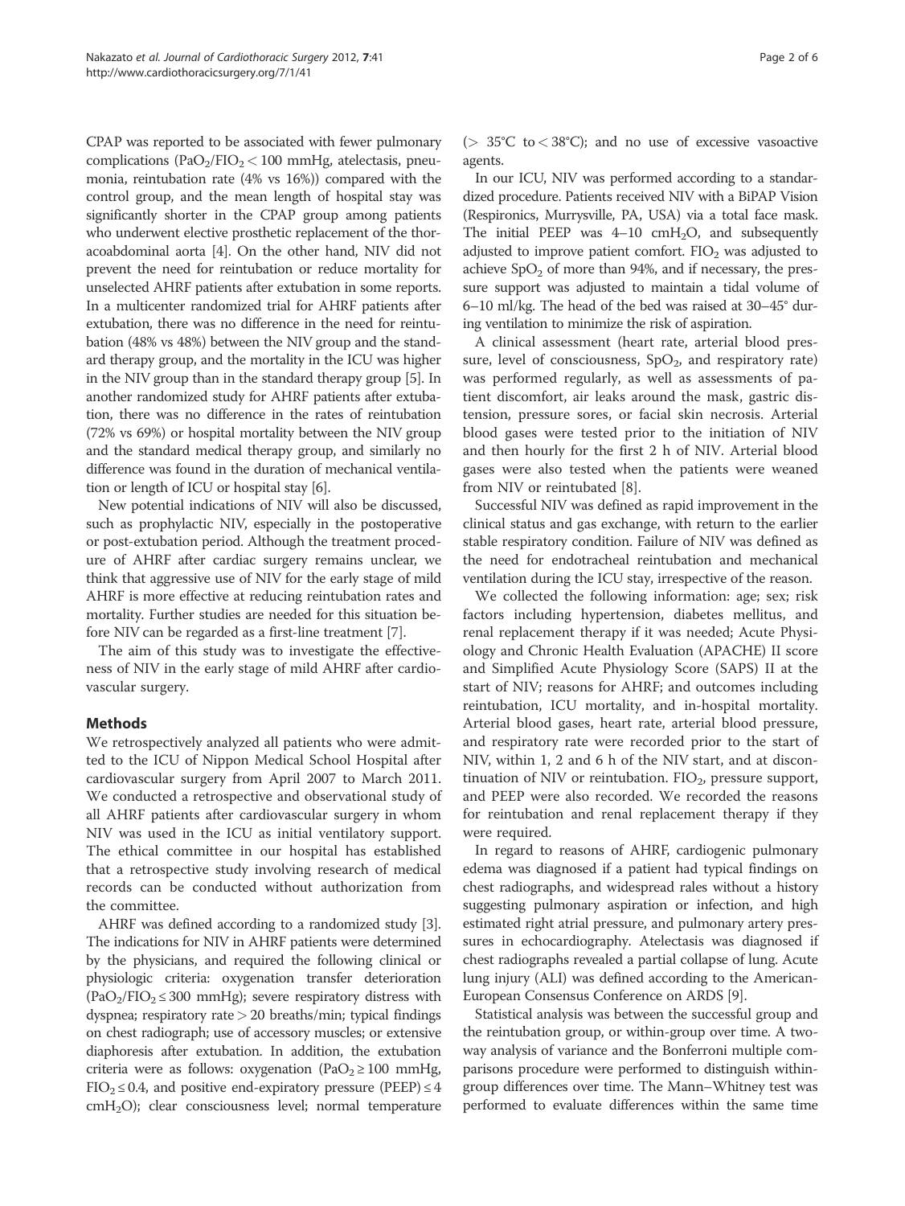CPAP was reported to be associated with fewer pulmonary complications ($PaO_2/FIO_2 < 100$ mmHg, atelectasis, pneumonia, reintubation rate (4% vs 16%)) compared with the control group, and the mean length of hospital stay was significantly shorter in the CPAP group among patients who underwent elective prosthetic replacement of the thoracoabdominal aorta [4]. On the other hand, NIV did not prevent the need for reintubation or reduce mortality for unselected AHRF patients after extubation in some reports. In a multicenter randomized trial for AHRF patients after extubation, there was no difference in the need for reintubation (48% vs 48%) between the NIV group and the standard therapy group, and the mortality in the ICU was higher in the NIV group than in the standard therapy group [5]. In another randomized study for AHRF patients after extubation, there was no difference in the rates of reintubation (72% vs 69%) or hospital mortality between the NIV group and the standard medical therapy group, and similarly no difference was found in the duration of mechanical ventilation or length of ICU or hospital stay [6].

New potential indications of NIV will also be discussed, such as prophylactic NIV, especially in the postoperative or post-extubation period. Although the treatment procedure of AHRF after cardiac surgery remains unclear, we think that aggressive use of NIV for the early stage of mild AHRF is more effective at reducing reintubation rates and mortality. Further studies are needed for this situation before NIV can be regarded as a first-line treatment [7].

The aim of this study was to investigate the effectiveness of NIV in the early stage of mild AHRF after cardiovascular surgery.

## Methods

We retrospectively analyzed all patients who were admitted to the ICU of Nippon Medical School Hospital after cardiovascular surgery from April 2007 to March 2011. We conducted a retrospective and observational study of all AHRF patients after cardiovascular surgery in whom NIV was used in the ICU as initial ventilatory support. The ethical committee in our hospital has established that a retrospective study involving research of medical records can be conducted without authorization from the committee.

AHRF was defined according to a randomized study [3]. The indications for NIV in AHRF patients were determined by the physicians, and required the following clinical or physiologic criteria: oxygenation transfer deterioration ($PaO_2/FIO_2 \leq 300$ mmHg); severe respiratory distress with dyspnea; respiratory rate > 20 breaths/min; typical findings on chest radiograph; use of accessory muscles; or extensive diaphoresis after extubation. In addition, the extubation criteria were as follows: oxygenation ($PaO_2 \geq 100$ mmHg, $FIO_2 \leq 0.4$, and positive end-expiratory pressure (PEEP) ≤ 4 $cmH_2O$); clear consciousness level; normal temperature (> 35°C to < 38°C); and no use of excessive vasoactive agents.

In our ICU, NIV was performed according to a standardized procedure. Patients received NIV with a BiPAP Vision (Respironics, Murrysville, PA, USA) via a total face mask. The initial PEEP was 4–10 $cmH_2O$, and subsequently adjusted to improve patient comfort. $FIO_2$ was adjusted to achieve $SpO_2$ of more than 94%, and if necessary, the pressure support was adjusted to maintain a tidal volume of 6–10 ml/kg. The head of the bed was raised at 30–45° during ventilation to minimize the risk of aspiration.

A clinical assessment (heart rate, arterial blood pressure, level of consciousness, $SpO_2$, and respiratory rate) was performed regularly, as well as assessments of patient discomfort, air leaks around the mask, gastric distension, pressure sores, or facial skin necrosis. Arterial blood gases were tested prior to the initiation of NIV and then hourly for the first 2 h of NIV. Arterial blood gases were also tested when the patients were weaned from NIV or reintubated [8].

Successful NIV was defined as rapid improvement in the clinical status and gas exchange, with return to the earlier stable respiratory condition. Failure of NIV was defined as the need for endotracheal reintubation and mechanical ventilation during the ICU stay, irrespective of the reason.

We collected the following information: age; sex; risk factors including hypertension, diabetes mellitus, and renal replacement therapy if it was needed; Acute Physiology and Chronic Health Evaluation (APACHE) II score and Simplified Acute Physiology Score (SAPS) II at the start of NIV; reasons for AHRF; and outcomes including reintubation, ICU mortality, and in-hospital mortality. Arterial blood gases, heart rate, arterial blood pressure, and respiratory rate were recorded prior to the start of NIV, within 1, 2 and 6 h of the NIV start, and at discontinuation of NIV or reintubation. $FIO_2$, pressure support, and PEEP were also recorded. We recorded the reasons for reintubation and renal replacement therapy if they were required.

In regard to reasons of AHRF, cardiogenic pulmonary edema was diagnosed if a patient had typical findings on chest radiographs, and widespread rales without a history suggesting pulmonary aspiration or infection, and high estimated right atrial pressure, and pulmonary artery pressures in echocardiography. Atelectasis was diagnosed if chest radiographs revealed a partial collapse of lung. Acute lung injury (ALI) was defined according to the American-European Consensus Conference on ARDS [9].

Statistical analysis was between the successful group and the reintubation group, or within-group over time. A two-way analysis of variance and the Bonferroni multiple comparisons procedure were performed to distinguish within-group differences over time. The Mann–Whitney test was performed to evaluate differences within the same time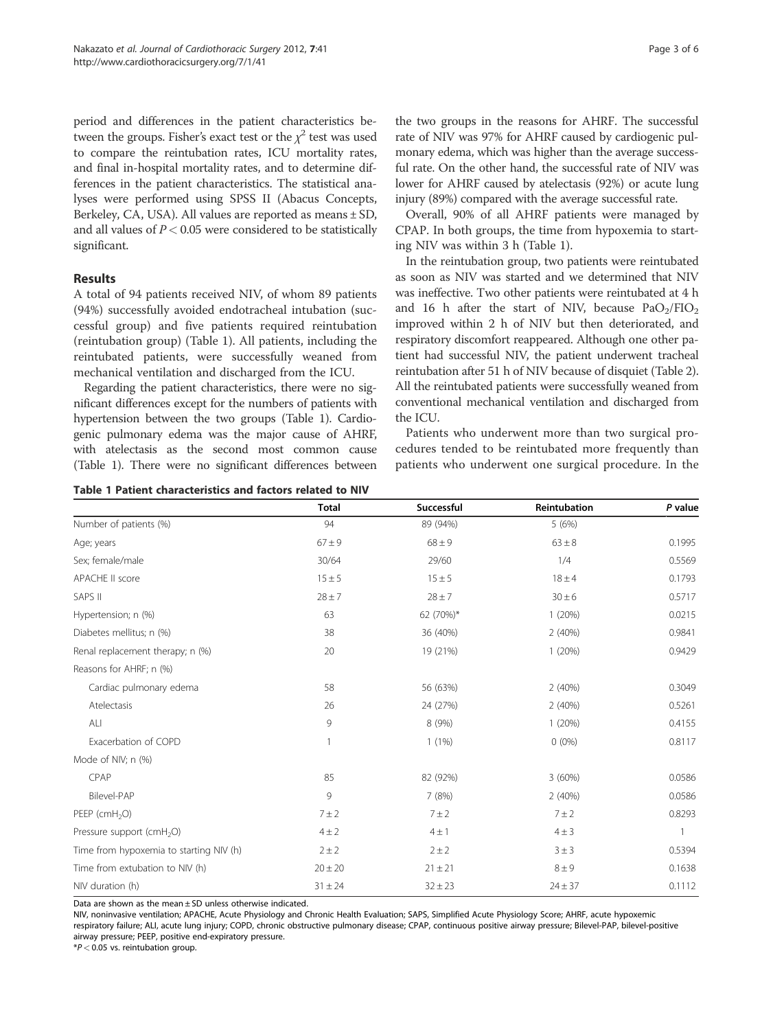period and differences in the patient characteristics between the groups. Fisher's exact test or the $\chi^2$ test was used to compare the reintubation rates, ICU mortality rates, and final in-hospital mortality rates, and to determine differences in the patient characteristics. The statistical analyses were performed using SPSS II (Abacus Concepts, Berkeley, CA, USA). All values are reported as means ± SD, and all values of $P < 0.05$ were considered to be statistically significant.

## Results

A total of 94 patients received NIV, of whom 89 patients (94%) successfully avoided endotracheal intubation (successful group) and five patients required reintubation (reintubation group) (Table 1). All patients, including the reintubated patients, were successfully weaned from mechanical ventilation and discharged from the ICU.

Regarding the patient characteristics, there were no significant differences except for the numbers of patients with hypertension between the two groups (Table 1). Cardiogenic pulmonary edema was the major cause of AHRF, with atelectasis as the second most common cause (Table 1). There were no significant differences between the two groups in the reasons for AHRF. The successful rate of NIV was 97% for AHRF caused by cardiogenic pulmonary edema, which was higher than the average successful rate. On the other hand, the successful rate of NIV was lower for AHRF caused by atelectasis (92%) or acute lung injury (89%) compared with the average successful rate.

Overall, 90% of all AHRF patients were managed by CPAP. In both groups, the time from hypoxemia to starting NIV was within 3 h (Table 1).

In the reintubation group, two patients were reintubated as soon as NIV was started and we determined that NIV was ineffective. Two other patients were reintubated at 4 h and 16 h after the start of NIV, because $PaO_2/FIO_2$ improved within 2 h of NIV but then deteriorated, and respiratory discomfort reappeared. Although one other patient had successful NIV, the patient underwent tracheal reintubation after 51 h of NIV because of disquiet (Table 2). All the reintubated patients were successfully weaned from conventional mechanical ventilation and discharged from the ICU.

Patients who underwent more than two surgical procedures tended to be reintubated more frequently than patients who underwent one surgical procedure. In the

**Table 1 Patient characteristics and factors related to NIV**

| | Total | Successful | Reintubation | *P* value |
|---|---|---|---|---|
| Number of patients (%) | 94 | 89 (94%) | 5 (6%) | |
| Age; years | 67 ± 9 | 68 ± 9 | 63 ± 8 | 0.1995 |
| Sex; female/male | 30/64 | 29/60 | 1/4 | 0.5569 |
| APACHE II score | 15 ± 5 | 15 ± 5 | 18 ± 4 | 0.1793 |
| SAPS II | 28 ± 7 | 28 ± 7 | 30 ± 6 | 0.5717 |
| Hypertension; n (%) | 63 | 62 (70%)* | 1 (20%) | 0.0215 |
| Diabetes mellitus; n (%) | 38 | 36 (40%) | 2 (40%) | 0.9841 |
| Renal replacement therapy; n (%) | 20 | 19 (21%) | 1 (20%) | 0.9429 |
| Reasons for AHRF; n (%) | | | | |
| Cardiac pulmonary edema | 58 | 56 (63%) | 2 (40%) | 0.3049 |
| Atelectasis | 26 | 24 (27%) | 2 (40%) | 0.5261 |
| ALI | 9 | 8 (9%) | 1 (20%) | 0.4155 |
| Exacerbation of COPD | 1 | 1 (1%) | 0 (0%) | 0.8117 |
| Mode of NIV; n (%) | | | | |
| CPAP | 85 | 82 (92%) | 3 (60%) | 0.0586 |
| Bilevel-PAP | 9 | 7 (8%) | 2 (40%) | 0.0586 |
| PEEP ($cmH_2O$) | 7 ± 2 | 7 ± 2 | 7 ± 2 | 0.8293 |
| Pressure support ($cmH_2O$) | 4 ± 2 | 4 ± 1 | 4 ± 3 | 1 |
| Time from hypoxemia to starting NIV (h) | 2 ± 2 | 2 ± 2 | 3 ± 3 | 0.5394 |
| Time from extubation to NIV (h) | 20 ± 20 | 21 ± 21 | 8 ± 9 | 0.1638 |
| NIV duration (h) | 31 ± 24 | 32 ± 23 | 24 ± 37 | 0.1112 |

Data are shown as the mean ± SD unless otherwise indicated.

NIV, noninvasive ventilation; APACHE, Acute Physiology and Chronic Health Evaluation; SAPS, Simplified Acute Physiology Score; AHRF, acute hypoxemic respiratory failure; ALI, acute lung injury; COPD, chronic obstructive pulmonary disease; CPAP, continuous positive airway pressure; Bilevel-PAP, bilevel-positive airway pressure; PEEP, positive end-expiratory pressure.

*$P < 0.05$ vs. reintubation group.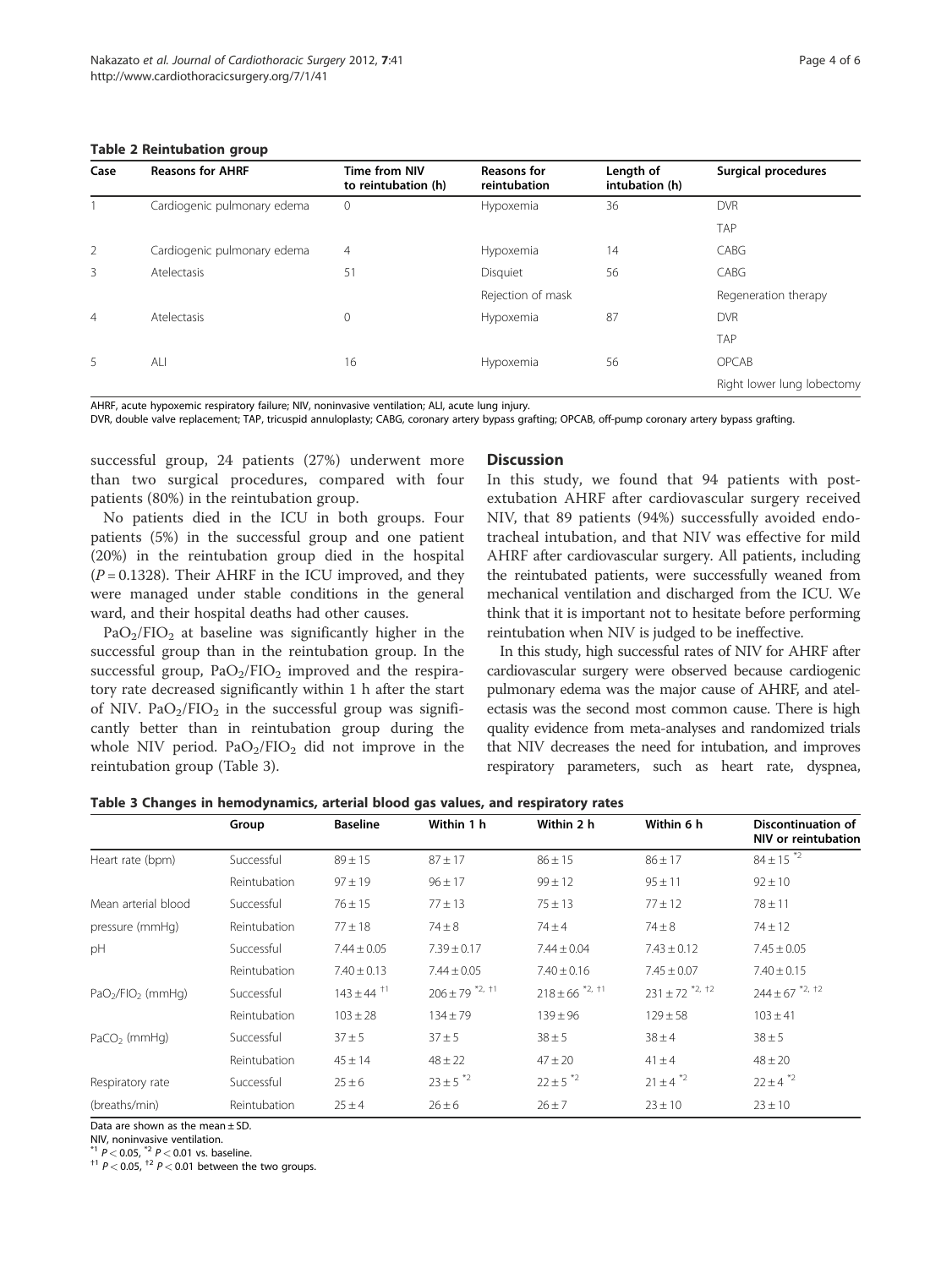**Table 2 Reintubation group**

| Case | Reasons for AHRF | Time from NIV to reintubation (h) | Reasons for reintubation | Length of intubation (h) | Surgical procedures |
|---|---|---|---|---|---|
| 1 | Cardiogenic pulmonary edema | 0 | Hypoxemia | 36 | DVR |
| | | | | | TAP |
| 2 | Cardiogenic pulmonary edema | 4 | Hypoxemia | 14 | CABG |
| 3 | Atelectasis | 51 | Disquiet | 56 | CABG |
| | | | Rejection of mask | | Regeneration therapy |
| 4 | Atelectasis | 0 | Hypoxemia | 87 | DVR |
| | | | | | TAP |
| 5 | ALI | 16 | Hypoxemia | 56 | OPCAB |
| | | | | | Right lower lung lobectomy |

AHRF, acute hypoxemic respiratory failure; NIV, noninvasive ventilation; ALI, acute lung injury.
DVR, double valve replacement; TAP, tricuspid annuloplasty; CABG, coronary artery bypass grafting; OPCAB, off-pump coronary artery bypass grafting.

successful group, 24 patients (27%) underwent more than two surgical procedures, compared with four patients (80%) in the reintubation group.

No patients died in the ICU in both groups. Four patients (5%) in the successful group and one patient (20%) in the reintubation group died in the hospital ($P = 0.1328$). Their AHRF in the ICU improved, and they were managed under stable conditions in the general ward, and their hospital deaths had other causes.

$PaO_2/FIO_2$ at baseline was significantly higher in the successful group than in the reintubation group. In the successful group, $PaO_2/FIO_2$ improved and the respiratory rate decreased significantly within 1 h after the start of NIV. $PaO_2/FIO_2$ in the successful group was significantly better than in reintubation group during the whole NIV period. $PaO_2/FIO_2$ did not improve in the reintubation group (Table 3).

## Discussion

In this study, we found that 94 patients with post-extubation AHRF after cardiovascular surgery received NIV, that 89 patients (94%) successfully avoided endotracheal intubation, and that NIV was effective for mild AHRF after cardiovascular surgery. All patients, including the reintubated patients, were successfully weaned from mechanical ventilation and discharged from the ICU. We think that it is important not to hesitate before performing reintubation when NIV is judged to be ineffective.

In this study, high successful rates of NIV for AHRF after cardiovascular surgery were observed because cardiogenic pulmonary edema was the major cause of AHRF, and atelectasis was the second most common cause. There is high quality evidence from meta-analyses and randomized trials that NIV decreases the need for intubation, and improves respiratory parameters, such as heart rate, dyspnea,

**Table 3 Changes in hemodynamics, arterial blood gas values, and respiratory rates**

| | Group | Baseline | Within 1 h | Within 2 h | Within 6 h | Discontinuation of NIV or reintubation |
|---|---|---|---|---|---|---|
| Heart rate (bpm) | Successful | 89 ± 15 | 87 ± 17 | 86 ± 15 | 86 ± 17 | 84 ± 15 $^{*2}$ |
| | Reintubation | 97 ± 19 | 96 ± 17 | 99 ± 12 | 95 ± 11 | 92 ± 10 |
| Mean arterial blood pressure (mmHg) | Successful | 76 ± 15 | 77 ± 13 | 75 ± 13 | 77 ± 12 | 78 ± 11 |
| | Reintubation | 77 ± 18 | 74 ± 8 | 74 ± 4 | 74 ± 8 | 74 ± 12 |
| pH | Successful | 7.44 ± 0.05 | 7.39 ± 0.17 | 7.44 ± 0.04 | 7.43 ± 0.12 | 7.45 ± 0.05 |
| | Reintubation | 7.40 ± 0.13 | 7.44 ± 0.05 | 7.40 ± 0.16 | 7.45 ± 0.07 | 7.40 ± 0.15 |
| $PaO_2/FIO_2$ (mmHg) | Successful | 143 ± 44 $^{†1}$ | 206 ± 79 $^{*2, †1}$ | 218 ± 66 $^{*2, †1}$ | 231 ± 72 $^{*2, †2}$ | 244 ± 67 $^{*2, †2}$ |
| | Reintubation | 103 ± 28 | 134 ± 79 | 139 ± 96 | 129 ± 58 | 103 ± 41 |
| $PaCO_2$ (mmHg) | Successful | 37 ± 5 | 37 ± 5 | 38 ± 5 | 38 ± 4 | 38 ± 5 |
| | Reintubation | 45 ± 14 | 48 ± 22 | 47 ± 20 | 41 ± 4 | 48 ± 20 |
| Respiratory rate (breaths/min) | Successful | 25 ± 6 | 23 ± 5 $^{*2}$ | 22 ± 5 $^{*2}$ | 21 ± 4 $^{*2}$ | 22 ± 4 $^{*2}$ |
| | Reintubation | 25 ± 4 | 26 ± 6 | 26 ± 7 | 23 ± 10 | 23 ± 10 |

Data are shown as the mean ± SD.
NIV, noninvasive ventilation.
$^{*1}$ $P < 0.05$, $^{*2}$ $P < 0.01$ vs. baseline.
$^{†1}$ $P < 0.05$, $^{†2}$ $P < 0.01$ between the two groups.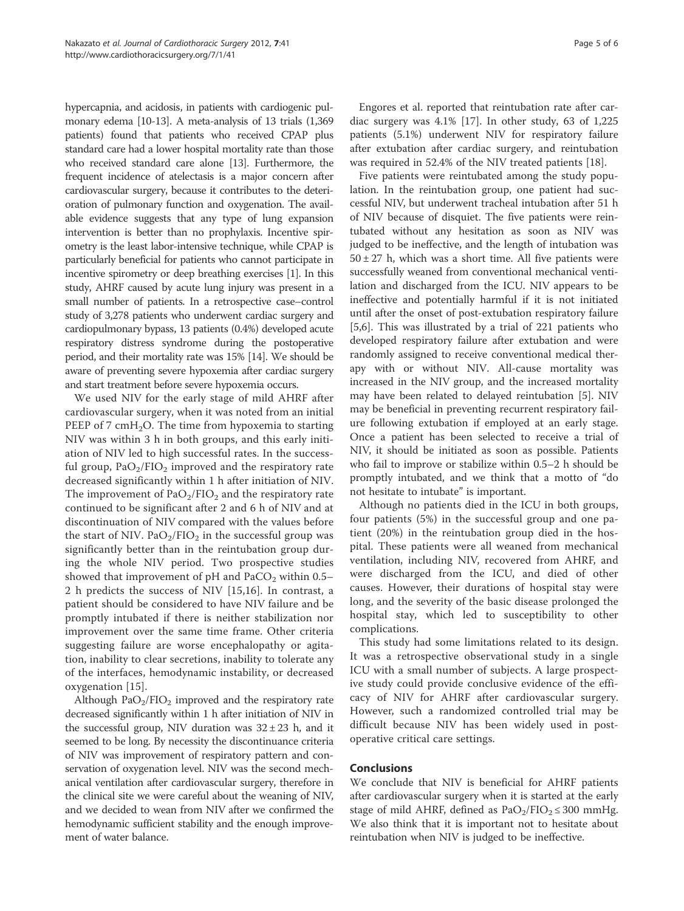hypercapnia, and acidosis, in patients with cardiogenic pulmonary edema [10-13]. A meta-analysis of 13 trials (1,369 patients) found that patients who received CPAP plus standard care had a lower hospital mortality rate than those who received standard care alone [13]. Furthermore, the frequent incidence of atelectasis is a major concern after cardiovascular surgery, because it contributes to the deterioration of pulmonary function and oxygenation. The available evidence suggests that any type of lung expansion intervention is better than no prophylaxis. Incentive spirometry is the least labor-intensive technique, while CPAP is particularly beneficial for patients who cannot participate in incentive spirometry or deep breathing exercises [1]. In this study, AHRF caused by acute lung injury was present in a small number of patients. In a retrospective case–control study of 3,278 patients who underwent cardiac surgery and cardiopulmonary bypass, 13 patients (0.4%) developed acute respiratory distress syndrome during the postoperative period, and their mortality rate was 15% [14]. We should be aware of preventing severe hypoxemia after cardiac surgery and start treatment before severe hypoxemia occurs.

We used NIV for the early stage of mild AHRF after cardiovascular surgery, when it was noted from an initial PEEP of 7 $cmH_2O$. The time from hypoxemia to starting NIV was within 3 h in both groups, and this early initiation of NIV led to high successful rates. In the successful group, $PaO_2/FIO_2$ improved and the respiratory rate decreased significantly within 1 h after initiation of NIV. The improvement of $PaO_2/FIO_2$ and the respiratory rate continued to be significant after 2 and 6 h of NIV and at discontinuation of NIV compared with the values before the start of NIV. $PaO_2/FIO_2$ in the successful group was significantly better than in the reintubation group during the whole NIV period. Two prospective studies showed that improvement of pH and $PaCO_2$ within 0.5–2 h predicts the success of NIV [15,16]. In contrast, a patient should be considered to have NIV failure and be promptly intubated if there is neither stabilization nor improvement over the same time frame. Other criteria suggesting failure are worse encephalopathy or agitation, inability to clear secretions, inability to tolerate any of the interfaces, hemodynamic instability, or decreased oxygenation [15].

Although $PaO_2/FIO_2$ improved and the respiratory rate decreased significantly within 1 h after initiation of NIV in the successful group, NIV duration was 32 ± 23 h, and it seemed to be long. By necessity the discontinuance criteria of NIV was improvement of respiratory pattern and conservation of oxygenation level. NIV was the second mechanical ventilation after cardiovascular surgery, therefore in the clinical site we were careful about the weaning of NIV, and we decided to wean from NIV after we confirmed the hemodynamic sufficient stability and the enough improvement of water balance.

Engores et al. reported that reintubation rate after cardiac surgery was 4.1% [17]. In other study, 63 of 1,225 patients (5.1%) underwent NIV for respiratory failure after extubation after cardiac surgery, and reintubation was required in 52.4% of the NIV treated patients [18].

Five patients were reintubated among the study population. In the reintubation group, one patient had successful NIV, but underwent tracheal intubation after 51 h of NIV because of disquiet. The five patients were reintubated without any hesitation as soon as NIV was judged to be ineffective, and the length of intubation was 50 ± 27 h, which was a short time. All five patients were successfully weaned from conventional mechanical ventilation and discharged from the ICU. NIV appears to be ineffective and potentially harmful if it is not initiated until after the onset of post-extubation respiratory failure [5,6]. This was illustrated by a trial of 221 patients who developed respiratory failure after extubation and were randomly assigned to receive conventional medical therapy with or without NIV. All-cause mortality was increased in the NIV group, and the increased mortality may have been related to delayed reintubation [5]. NIV may be beneficial in preventing recurrent respiratory failure following extubation if employed at an early stage. Once a patient has been selected to receive a trial of NIV, it should be initiated as soon as possible. Patients who fail to improve or stabilize within 0.5–2 h should be promptly intubated, and we think that a motto of "do not hesitate to intubate" is important.

Although no patients died in the ICU in both groups, four patients (5%) in the successful group and one patient (20%) in the reintubation group died in the hospital. These patients were all weaned from mechanical ventilation, including NIV, recovered from AHRF, and were discharged from the ICU, and died of other causes. However, their durations of hospital stay were long, and the severity of the basic disease prolonged the hospital stay, which led to susceptibility to other complications.

This study had some limitations related to its design. It was a retrospective observational study in a single ICU with a small number of subjects. A large prospective study could provide conclusive evidence of the efficacy of NIV for AHRF after cardiovascular surgery. However, such a randomized controlled trial may be difficult because NIV has been widely used in postoperative critical care settings.

## Conclusions

We conclude that NIV is beneficial for AHRF patients after cardiovascular surgery when it is started at the early stage of mild AHRF, defined as $PaO_2/FIO_2 \leq 300$ mmHg. We also think that it is important not to hesitate about reintubation when NIV is judged to be ineffective.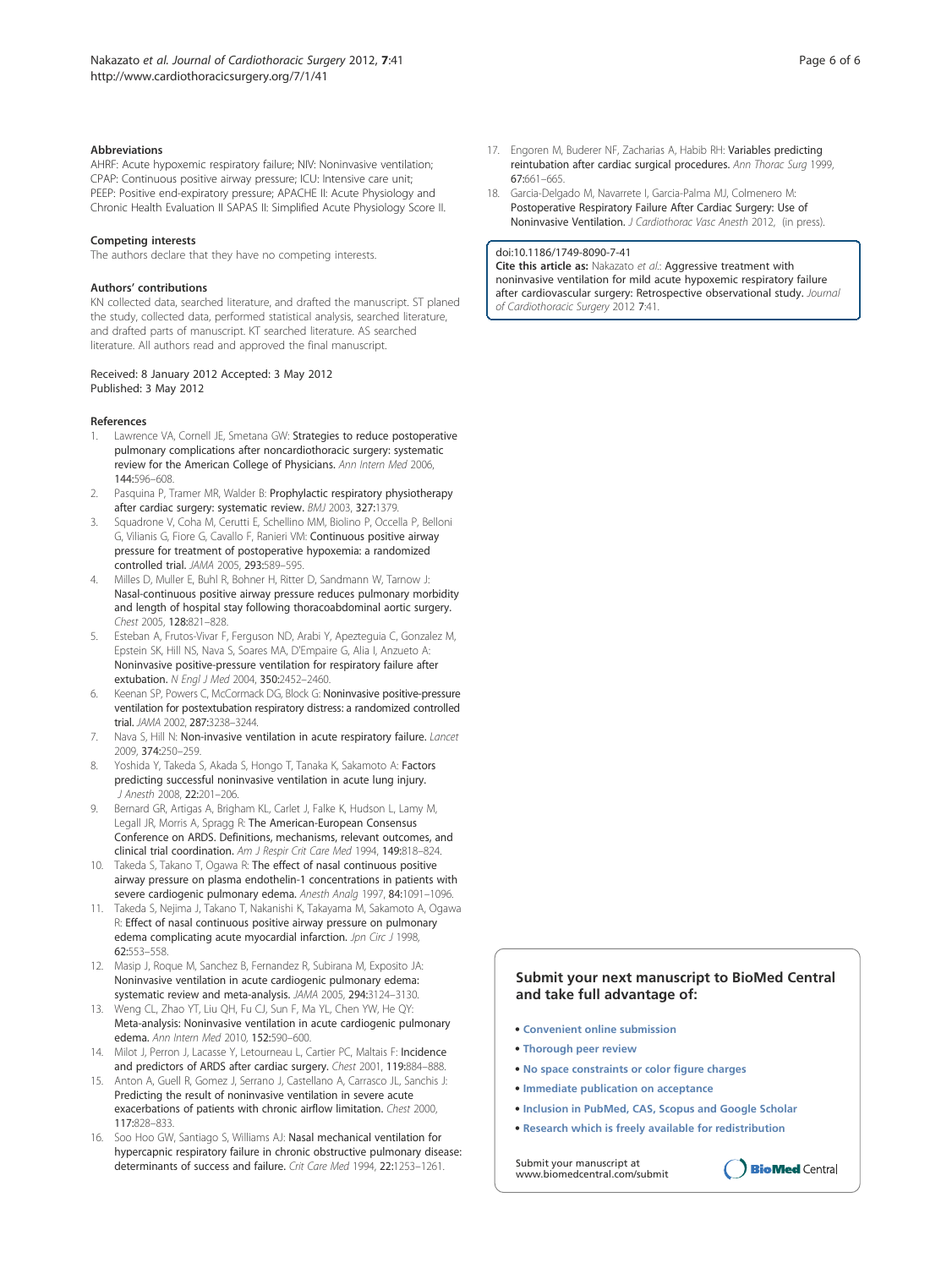### Abbreviations

AHRF: Acute hypoxemic respiratory failure; NIV: Noninvasive ventilation; CPAP: Continuous positive airway pressure; ICU: Intensive care unit; PEEP: Positive end-expiratory pressure; APACHE II: Acute Physiology and Chronic Health Evaluation II SAPAS II: Simplified Acute Physiology Score II.

### Competing interests

The authors declare that they have no competing interests.

### Authors' contributions

KN collected data, searched literature, and drafted the manuscript. ST planed the study, collected data, performed statistical analysis, searched literature, and drafted parts of manuscript. KT searched literature. AS searched literature. All authors read and approved the final manuscript.

Received: 8 January 2012 Accepted: 3 May 2012
Published: 3 May 2012

### References

1. Lawrence VA, Cornell JE, Smetana GW: **Strategies to reduce postoperative pulmonary complications after noncardiothoracic surgery: systematic review for the American College of Physicians.** *Ann Intern Med* 2006, **144:**596–608.
2. Pasquina P, Tramer MR, Walder B: **Prophylactic respiratory physiotherapy after cardiac surgery: systematic review.** *BMJ* 2003, **327:**1379.
3. Squadrone V, Coha M, Cerutti E, Schellino MM, Biolino P, Occella P, Belloni G, Vilianis G, Fiore G, Cavallo F, Ranieri VM: **Continuous positive airway pressure for treatment of postoperative hypoxemia: a randomized controlled trial.** *JAMA* 2005, **293:**589–595.
4. Milles D, Muller E, Buhl R, Bohner H, Ritter D, Sandmann W, Tarnow J: **Nasal-continuous positive airway pressure reduces pulmonary morbidity and length of hospital stay following thoracoabdominal aortic surgery.** *Chest* 2005, **128:**821–828.
5. Esteban A, Frutos-Vivar F, Ferguson ND, Arabi Y, Apezteguia C, Gonzalez M, Epstein SK, Hill NS, Nava S, Soares MA, D'Empaire G, Alia I, Anzueto A: **Noninvasive positive-pressure ventilation for respiratory failure after extubation.** *N Engl J Med* 2004, **350:**2452–2460.
6. Keenan SP, Powers C, McCormack DG, Block G: **Noninvasive positive-pressure ventilation for postextubation respiratory distress: a randomized controlled trial.** *JAMA* 2002, **287:**3238–3244.
7. Nava S, Hill N: **Non-invasive ventilation in acute respiratory failure.** *Lancet* 2009, **374:**250–259.
8. Yoshida Y, Takeda S, Akada S, Hongo T, Tanaka K, Sakamoto A: **Factors predicting successful noninvasive ventilation in acute lung injury.** *J Anesth* 2008, **22:**201–206.
9. Bernard GR, Artigas A, Brigham KL, Carlet J, Falke K, Hudson L, Lamy M, Legall JR, Morris A, Spragg R: **The American-European Consensus Conference on ARDS. Definitions, mechanisms, relevant outcomes, and clinical trial coordination.** *Am J Respir Crit Care Med* 1994, **149:**818–824.
10. Takeda S, Takano T, Ogawa R: **The effect of nasal continuous positive airway pressure on plasma endothelin-1 concentrations in patients with severe cardiogenic pulmonary edema.** *Anesth Analg* 1997, **84:**1091–1096.
11. Takeda S, Nejima J, Takano T, Nakanishi K, Takayama M, Sakamoto A, Ogawa R: **Effect of nasal continuous positive airway pressure on pulmonary edema complicating acute myocardial infarction.** *Jpn Circ J* 1998, **62:**553–558.
12. Masip J, Roque M, Sanchez B, Fernandez R, Subirana M, Exposito JA: **Noninvasive ventilation in acute cardiogenic pulmonary edema: systematic review and meta-analysis.** *JAMA* 2005, **294:**3124–3130.
13. Weng CL, Zhao YT, Liu QH, Fu CJ, Sun F, Ma YL, Chen YW, He QY: **Meta-analysis: Noninvasive ventilation in acute cardiogenic pulmonary edema.** *Ann Intern Med* 2010, **152:**590–600.
14. Milot J, Perron J, Lacasse Y, Letourneau L, Cartier PC, Maltais F: **Incidence and predictors of ARDS after cardiac surgery.** *Chest* 2001, **119:**884–888.
15. Anton A, Guell R, Gomez J, Serrano J, Castellano A, Carrasco JL, Sanchis J: **Predicting the result of noninvasive ventilation in severe acute exacerbations of patients with chronic airflow limitation.** *Chest* 2000, **117:**828–833.
16. Soo Hoo GW, Santiago S, Williams AJ: **Nasal mechanical ventilation for hypercapnic respiratory failure in chronic obstructive pulmonary disease: determinants of success and failure.** *Crit Care Med* 1994, **22:**1253–1261.
17. Engoren M, Buderer NF, Zacharias A, Habib RH: **Variables predicting reintubation after cardiac surgical procedures.** *Ann Thorac Surg* 1999, **67:**661–665.
18. Garcia-Delgado M, Navarrete I, Garcia-Palma MJ, Colmenero M: **Postoperative Respiratory Failure After Cardiac Surgery: Use of Noninvasive Ventilation.** *J Cardiothorac Vasc Anesth* 2012, (in press).

doi:10.1186/1749-8090-7-41
**Cite this article as:** Nakazato *et al.*: Aggressive treatment with noninvasive ventilation for mild acute hypoxemic respiratory failure after cardiovascular surgery: Retrospective observational study. *Journal of Cardiothoracic Surgery* 2012 **7**:41.

**Submit your next manuscript to BioMed Central and take full advantage of:**

- **Convenient online submission**
- **Thorough peer review**
- **No space constraints or color figure charges**
- **Immediate publication on acceptance**
- **Inclusion in PubMed, CAS, Scopus and Google Scholar**
- **Research which is freely available for redistribution**

Submit your manuscript at
www.biomedcentral.com/submit

BioMed Central